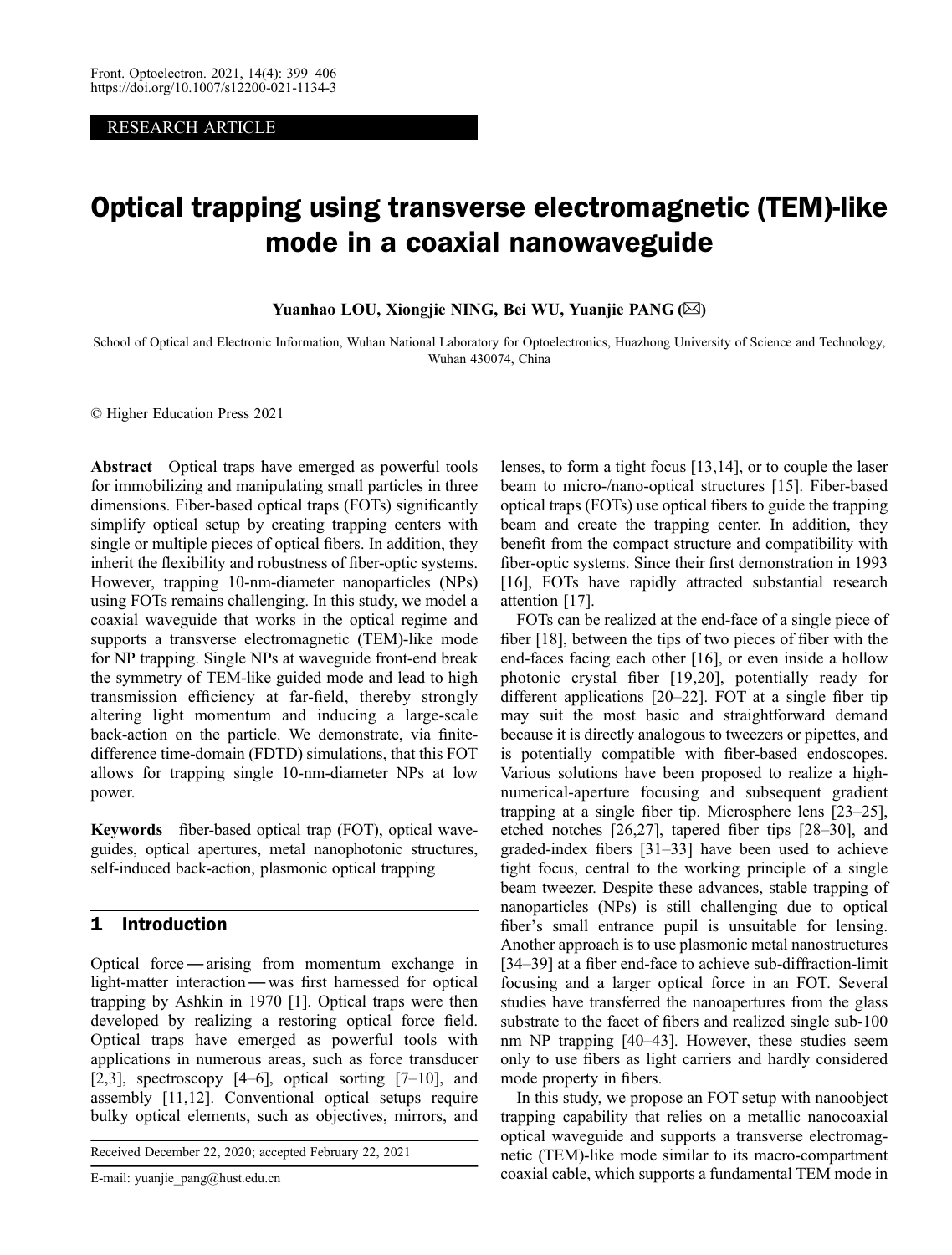RESEARCH ARTICLE

# Optical trapping using transverse electromagnetic (TEM)-like mode in a coaxial nanowaveguide

**Yuanhao LOU, Xiongjie NING, Bei WU, Yuanjie PANG (✉)**

School of Optical and Electronic Information, Wuhan National Laboratory for Optoelectronics, Huazhong University of Science and Technology, Wuhan 430074, China

© Higher Education Press 2021

**Abstract** Optical traps have emerged as powerful tools for immobilizing and manipulating small particles in three dimensions. Fiber-based optical traps (FOTs) significantly simplify optical setup by creating trapping centers with single or multiple pieces of optical fibers. In addition, they inherit the flexibility and robustness of fiber-optic systems. However, trapping 10-nm-diameter nanoparticles (NPs) using FOTs remains challenging. In this study, we model a coaxial waveguide that works in the optical regime and supports a transverse electromagnetic (TEM)-like mode for NP trapping. Single NPs at waveguide front-end break the symmetry of TEM-like guided mode and lead to high transmission efficiency at far-field, thereby strongly altering light momentum and inducing a large-scale back-action on the particle. We demonstrate, via finite-difference time-domain (FDTD) simulations, that this FOT allows for trapping single 10-nm-diameter NPs at low power.

**Keywords** fiber-based optical trap (FOT), optical waveguides, optical apertures, metal nanophotonic structures, self-induced back-action, plasmonic optical trapping

## 1 Introduction

Optical force — arising from momentum exchange in light-matter interaction — was first harnessed for optical trapping by Ashkin in 1970 [1]. Optical traps were then developed by realizing a restoring optical force field. Optical traps have emerged as powerful tools with applications in numerous areas, such as force transducer [2,3], spectroscopy [4–6], optical sorting [7–10], and assembly [11,12]. Conventional optical setups require bulky optical elements, such as objectives, mirrors, and lenses, to form a tight focus [13,14], or to couple the laser beam to micro-/nano-optical structures [15]. Fiber-based optical traps (FOTs) use optical fibers to guide the trapping beam and create the trapping center. In addition, they benefit from the compact structure and compatibility with fiber-optic systems. Since their first demonstration in 1993 [16], FOTs have rapidly attracted substantial research attention [17].

FOTs can be realized at the end-face of a single piece of fiber [18], between the tips of two pieces of fiber with the end-faces facing each other [16], or even inside a hollow photonic crystal fiber [19,20], potentially ready for different applications [20–22]. FOT at a single fiber tip may suit the most basic and straightforward demand because it is directly analogous to tweezers or pipettes, and is potentially compatible with fiber-based endoscopes. Various solutions have been proposed to realize a high-numerical-aperture focusing and subsequent gradient trapping at a single fiber tip. Microsphere lens [23–25], etched notches [26,27], tapered fiber tips [28–30], and graded-index fibers [31–33] have been used to achieve tight focus, central to the working principle of a single beam tweezer. Despite these advances, stable trapping of nanoparticles (NPs) is still challenging due to optical fiber's small entrance pupil is unsuitable for lensing. Another approach is to use plasmonic metal nanostructures [34–39] at a fiber end-face to achieve sub-diffraction-limit focusing and a larger optical force in an FOT. Several studies have transferred the nanoapertures from the glass substrate to the facet of fibers and realized single sub-100 nm NP trapping [40–43]. However, these studies seem only to use fibers as light carriers and hardly considered mode property in fibers.

In this study, we propose an FOT setup with nanoobject trapping capability that relies on a metallic nanocoaxial optical waveguide and supports a transverse electromagnetic (TEM)-like mode similar to its macro-compartment coaxial cable, which supports a fundamental TEM mode in

Received December 22, 2020; accepted February 22, 2021

E-mail: yuanjie_pang@hust.edu.cn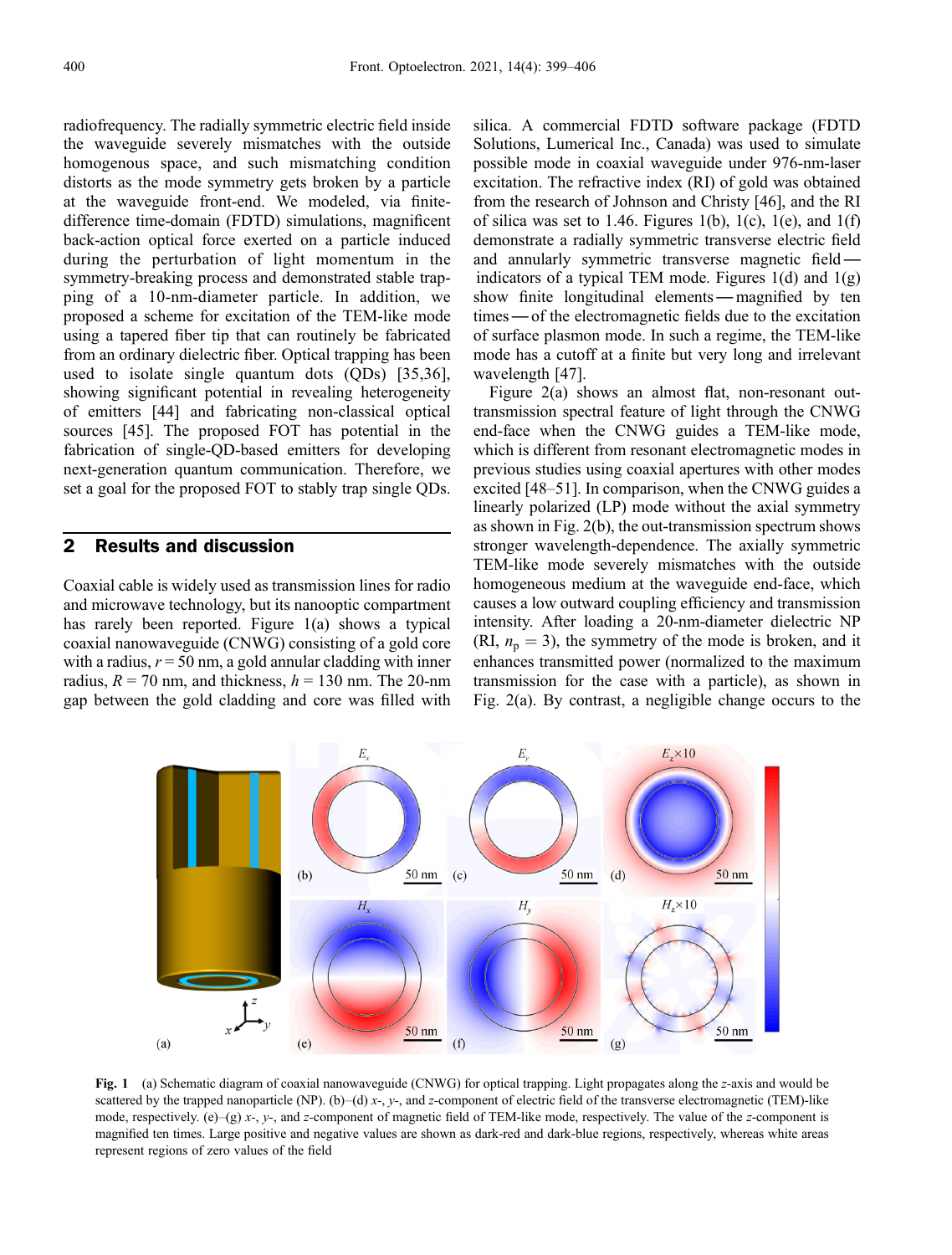radiofrequency. The radially symmetric electric field inside the waveguide severely mismatches with the outside homogenous space, and such mismatching condition distorts as the mode symmetry gets broken by a particle at the waveguide front-end. We modeled, via finite-difference time-domain (FDTD) simulations, magnificent back-action optical force exerted on a particle induced during the perturbation of light momentum in the symmetry-breaking process and demonstrated stable trapping of a 10-nm-diameter particle. In addition, we proposed a scheme for excitation of the TEM-like mode using a tapered fiber tip that can routinely be fabricated from an ordinary dielectric fiber. Optical trapping has been used to isolate single quantum dots (QDs) [35,36], showing significant potential in revealing heterogeneity of emitters [44] and fabricating non-classical optical sources [45]. The proposed FOT has potential in the fabrication of single-QD-based emitters for developing next-generation quantum communication. Therefore, we set a goal for the proposed FOT to stably trap single QDs.

## 2 Results and discussion

Coaxial cable is widely used as transmission lines for radio and microwave technology, but its nanooptic compartment has rarely been reported. Figure 1(a) shows a typical coaxial nanowaveguide (CNWG) consisting of a gold core with a radius, $r = 50$ nm, a gold annular cladding with inner radius, $R = 70$ nm, and thickness, $h = 130$ nm. The 20-nm gap between the gold cladding and core was filled with silica. A commercial FDTD software package (FDTD Solutions, Lumerical Inc., Canada) was used to simulate possible mode in coaxial waveguide under 976-nm-laser excitation. The refractive index (RI) of gold was obtained from the research of Johnson and Christy [46], and the RI of silica was set to 1.46. Figures 1(b), 1(c), 1(e), and 1(f) demonstrate a radially symmetric transverse electric field and annularly symmetric transverse magnetic field—indicators of a typical TEM mode. Figures 1(d) and 1(g) show finite longitudinal elements—magnified by ten times—of the electromagnetic fields due to the excitation of surface plasmon mode. In such a regime, the TEM-like mode has a cutoff at a finite but very long and irrelevant wavelength [47].

Figure 2(a) shows an almost flat, non-resonant out-transmission spectral feature of light through the CNWG end-face when the CNWG guides a TEM-like mode, which is different from resonant electromagnetic modes in previous studies using coaxial apertures with other modes excited [48–51]. In comparison, when the CNWG guides a linearly polarized (LP) mode without the axial symmetry as shown in Fig. 2(b), the out-transmission spectrum shows stronger wavelength-dependence. The axially symmetric TEM-like mode severely mismatches with the outside homogeneous medium at the waveguide end-face, which causes a low outward coupling efficiency and transmission intensity. After loading a 20-nm-diameter dielectric NP (RI, $n_p = 3$), the symmetry of the mode is broken, and it enhances transmitted power (normalized to the maximum transmission for the case with a particle), as shown in Fig. 2(a). By contrast, a negligible change occurs to the

**Fig. 1** (a) Schematic diagram of coaxial nanowaveguide (CNWG) for optical trapping. Light propagates along the $z$-axis and would be scattered by the trapped nanoparticle (NP). (b)–(d) $x$-, $y$-, and $z$-component of electric field of the transverse electromagnetic (TEM)-like mode, respectively. (e)–(g) $x$-, $y$-, and $z$-component of magnetic field of TEM-like mode, respectively. The value of the $z$-component is magnified ten times. Large positive and negative values are shown as dark-red and dark-blue regions, respectively, whereas white areas represent regions of zero values of the field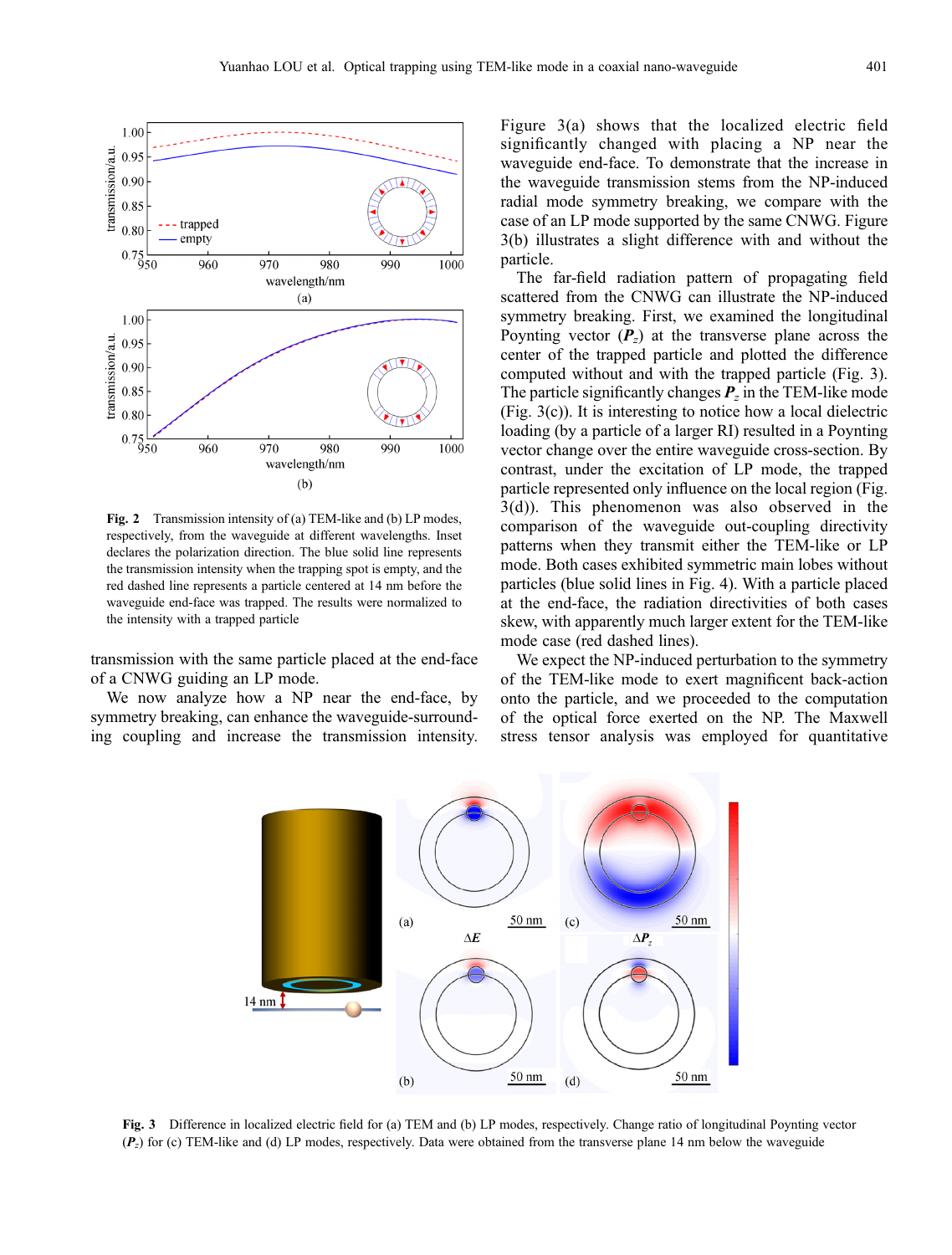**Fig. 2** Transmission intensity of (a) TEM-like and (b) LP modes, respectively, from the waveguide at different wavelengths. Inset declares the polarization direction. The blue solid line represents the transmission intensity when the trapping spot is empty, and the red dashed line represents a particle centered at 14 nm before the waveguide end-face was trapped. The results were normalized to the intensity with a trapped particle

transmission with the same particle placed at the end-face of a CNWG guiding an LP mode.

We now analyze how a NP near the end-face, by symmetry breaking, can enhance the waveguide-surrounding coupling and increase the transmission intensity. Figure 3(a) shows that the localized electric field significantly changed with placing a NP near the waveguide end-face. To demonstrate that the increase in the waveguide transmission stems from the NP-induced radial mode symmetry breaking, we compare with the case of an LP mode supported by the same CNWG. Figure 3(b) illustrates a slight difference with and without the particle.

The far-field radiation pattern of propagating field scattered from the CNWG can illustrate the NP-induced symmetry breaking. First, we examined the longitudinal Poynting vector ($\boldsymbol{P}_z$) at the transverse plane across the center of the trapped particle and plotted the difference computed without and with the trapped particle (Fig. 3). The particle significantly changes $\boldsymbol{P}_z$ in the TEM-like mode (Fig. 3(c)). It is interesting to notice how a local dielectric loading (by a particle of a larger RI) resulted in a Poynting vector change over the entire waveguide cross-section. By contrast, under the excitation of LP mode, the trapped particle represented only influence on the local region (Fig. 3(d)). This phenomenon was also observed in the comparison of the waveguide out-coupling directivity patterns when they transmit either the TEM-like or LP mode. Both cases exhibited symmetric main lobes without particles (blue solid lines in Fig. 4). With a particle placed at the end-face, the radiation directivities of both cases skew, with apparently much larger extent for the TEM-like mode case (red dashed lines).

We expect the NP-induced perturbation to the symmetry of the TEM-like mode to exert magnificent back-action onto the particle, and we proceeded to the computation of the optical force exerted on the NP. The Maxwell stress tensor analysis was employed for quantitative

**Fig. 3** Difference in localized electric field for (a) TEM and (b) LP modes, respectively. Change ratio of longitudinal Poynting vector ($\boldsymbol{P}_z$) for (c) TEM-like and (d) LP modes, respectively. Data were obtained from the transverse plane 14 nm below the waveguide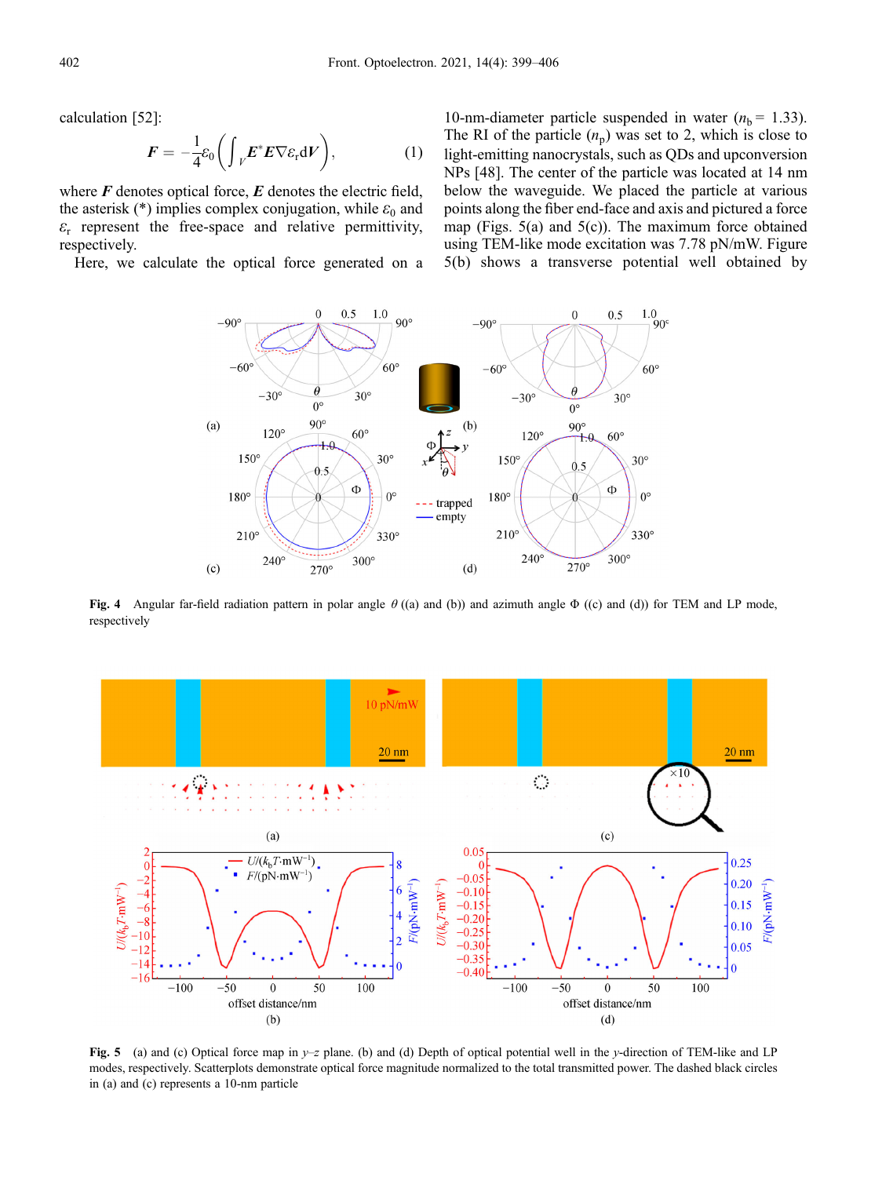calculation [52]:

$$\boldsymbol{F} = -\frac{1}{4}\varepsilon_0\left(\int_V \boldsymbol{E}^*\boldsymbol{E}\nabla\varepsilon_r \mathrm{d}V\right), \tag{1}$$

where $\boldsymbol{F}$ denotes optical force, $\boldsymbol{E}$ denotes the electric field, the asterisk (*) implies complex conjugation, while $\varepsilon_0$ and $\varepsilon_r$ represent the free-space and relative permittivity, respectively.

Here, we calculate the optical force generated on a 10-nm-diameter particle suspended in water ($n_b$ = 1.33). The RI of the particle ($n_p$) was set to 2, which is close to light-emitting nanocrystals, such as QDs and upconversion NPs [48]. The center of the particle was located at 14 nm below the waveguide. We placed the particle at various points along the fiber end-face and axis and pictured a force map (Figs. 5(a) and 5(c)). The maximum force obtained using TEM-like mode excitation was 7.78 pN/mW. Figure 5(b) shows a transverse potential well obtained by

**Fig. 4** Angular far-field radiation pattern in polar angle $\theta$ ((a) and (b)) and azimuth angle $\Phi$ ((c) and (d)) for TEM and LP mode, respectively

**Fig. 5** (a) and (c) Optical force map in $y$–$z$ plane. (b) and (d) Depth of optical potential well in the $y$-direction of TEM-like and LP modes, respectively. Scatterplots demonstrate optical force magnitude normalized to the total transmitted power. The dashed black circles in (a) and (c) represents a 10-nm particle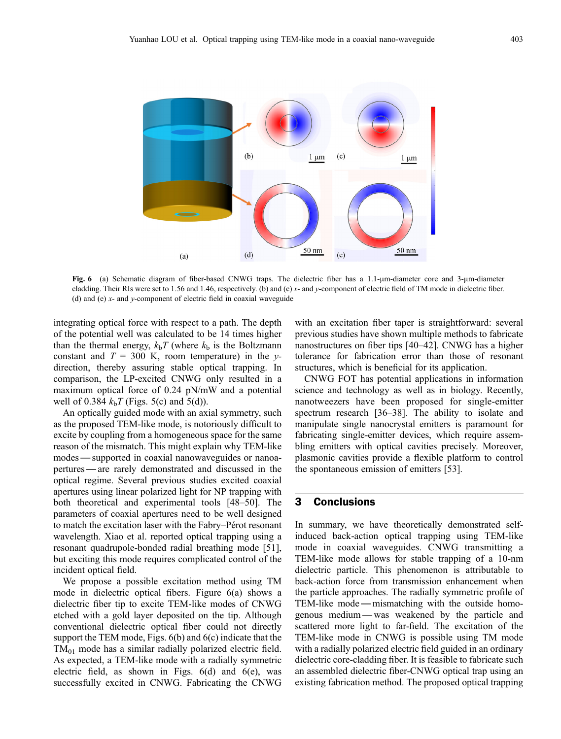Fig. 6 (a) Schematic diagram of fiber-based CNWG traps. The dielectric fiber has a 1.1-μm-diameter core and 3-μm-diameter cladding. Their RIs were set to 1.56 and 1.46, respectively. (b) and (c) *x*- and *y*-component of electric field of TM mode in dielectric fiber. (d) and (e) *x*- and *y*-component of electric field in coaxial waveguide

integrating optical force with respect to a path. The depth of the potential well was calculated to be 14 times higher than the thermal energy, $k_\mathrm{b}T$ (where $k_\mathrm{b}$ is the Boltzmann constant and $T$ = 300 K, room temperature) in the *y*-direction, thereby assuring stable optical trapping. In comparison, the LP-excited CNWG only resulted in a maximum optical force of 0.24 pN/mW and a potential well of 0.384 $k_\mathrm{b}T$ (Figs. 5(c) and 5(d)).

An optically guided mode with an axial symmetry, such as the proposed TEM-like mode, is notoriously difficult to excite by coupling from a homogeneous space for the same reason of the mismatch. This might explain why TEM-like modes — supported in coaxial nanowaveguides or nanoapertures — are rarely demonstrated and discussed in the optical regime. Several previous studies excited coaxial apertures using linear polarized light for NP trapping with both theoretical and experimental tools [48–50]. The parameters of coaxial apertures need to be well designed to match the excitation laser with the Fabry–Pérot resonant wavelength. Xiao et al. reported optical trapping using a resonant quadrupole-bonded radial breathing mode [51], but exciting this mode requires complicated control of the incident optical field.

We propose a possible excitation method using TM mode in dielectric optical fibers. Figure 6(a) shows a dielectric fiber tip to excite TEM-like modes of CNWG etched with a gold layer deposited on the tip. Although conventional dielectric optical fiber could not directly support the TEM mode, Figs. 6(b) and 6(c) indicate that the $\mathrm{TM}_{01}$ mode has a similar radially polarized electric field. As expected, a TEM-like mode with a radially symmetric electric field, as shown in Figs. 6(d) and 6(e), was successfully excited in CNWG. Fabricating the CNWG with an excitation fiber taper is straightforward: several previous studies have shown multiple methods to fabricate nanostructures on fiber tips [40–42]. CNWG has a higher tolerance for fabrication error than those of resonant structures, which is beneficial for its application.

CNWG FOT has potential applications in information science and technology as well as in biology. Recently, nanotweezers have been proposed for single-emitter spectrum research [36–38]. The ability to isolate and manipulate single nanocrystal emitters is paramount for fabricating single-emitter devices, which require assembling emitters with optical cavities precisely. Moreover, plasmonic cavities provide a flexible platform to control the spontaneous emission of emitters [53].

## 3 Conclusions

In summary, we have theoretically demonstrated self-induced back-action optical trapping using TEM-like mode in coaxial waveguides. CNWG transmitting a TEM-like mode allows for stable trapping of a 10-nm dielectric particle. This phenomenon is attributable to back-action force from transmission enhancement when the particle approaches. The radially symmetric profile of TEM-like mode — mismatching with the outside homogenous medium — was weakened by the particle and scattered more light to far-field. The excitation of the TEM-like mode in CNWG is possible using TM mode with a radially polarized electric field guided in an ordinary dielectric core-cladding fiber. It is feasible to fabricate such an assembled dielectric fiber-CNWG optical trap using an existing fabrication method. The proposed optical trapping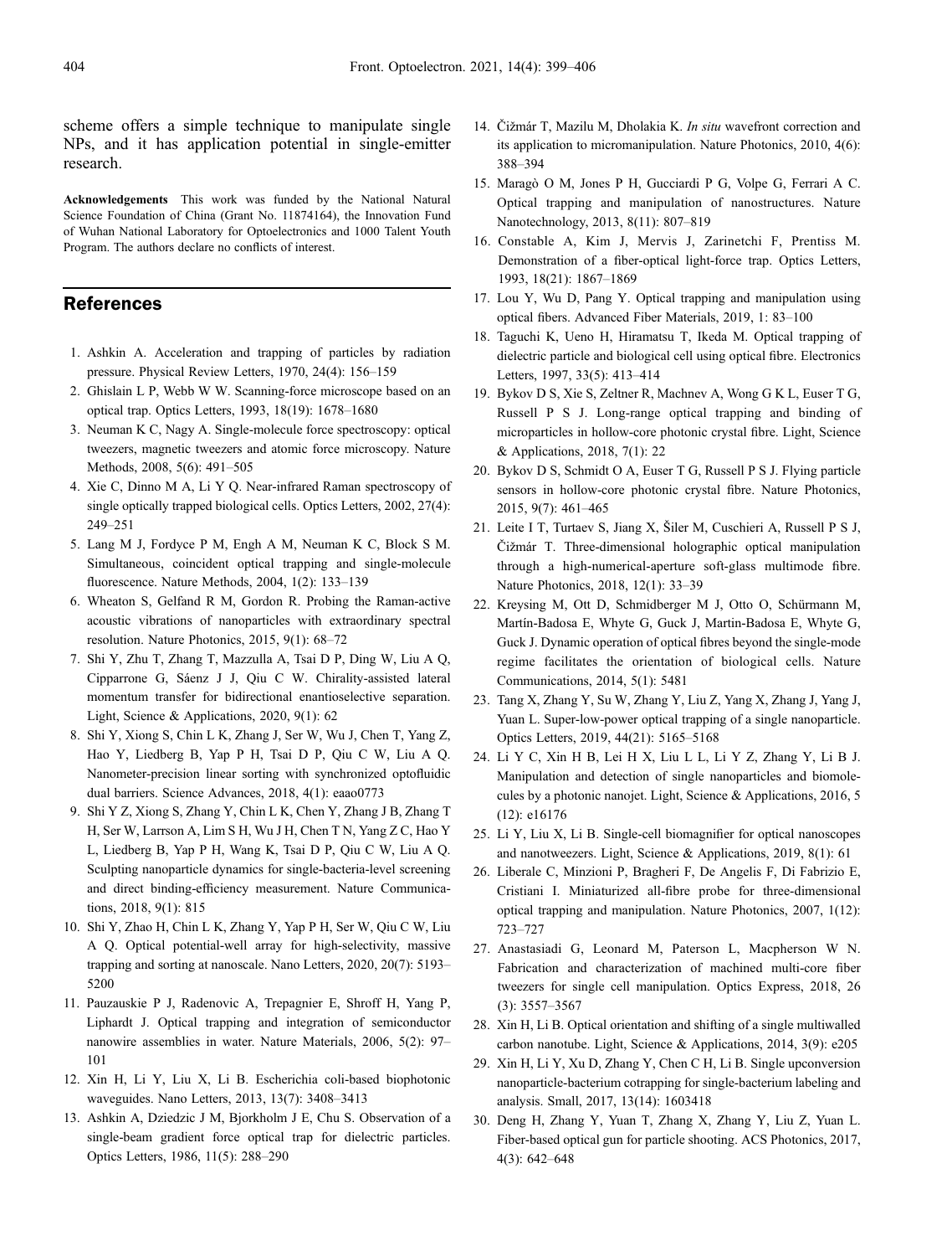scheme offers a simple technique to manipulate single NPs, and it has application potential in single-emitter research.

**Acknowledgements** This work was funded by the National Natural Science Foundation of China (Grant No. 11874164), the Innovation Fund of Wuhan National Laboratory for Optoelectronics and 1000 Talent Youth Program. The authors declare no conflicts of interest.

## References

1. Ashkin A. Acceleration and trapping of particles by radiation pressure. Physical Review Letters, 1970, 24(4): 156–159
2. Ghislain L P, Webb W W. Scanning-force microscope based on an optical trap. Optics Letters, 1993, 18(19): 1678–1680
3. Neuman K C, Nagy A. Single-molecule force spectroscopy: optical tweezers, magnetic tweezers and atomic force microscopy. Nature Methods, 2008, 5(6): 491–505
4. Xie C, Dinno M A, Li Y Q. Near-infrared Raman spectroscopy of single optically trapped biological cells. Optics Letters, 2002, 27(4): 249–251
5. Lang M J, Fordyce P M, Engh A M, Neuman K C, Block S M. Simultaneous, coincident optical trapping and single-molecule fluorescence. Nature Methods, 2004, 1(2): 133–139
6. Wheaton S, Gelfand R M, Gordon R. Probing the Raman-active acoustic vibrations of nanoparticles with extraordinary spectral resolution. Nature Photonics, 2015, 9(1): 68–72
7. Shi Y, Zhu T, Zhang T, Mazzulla A, Tsai D P, Ding W, Liu A Q, Cipparrone G, Sáenz J J, Qiu C W. Chirality-assisted lateral momentum transfer for bidirectional enantioselective separation. Light, Science & Applications, 2020, 9(1): 62
8. Shi Y, Xiong S, Chin L K, Zhang J, Ser W, Wu J, Chen T, Yang Z, Hao Y, Liedberg B, Yap P H, Tsai D P, Qiu C W, Liu A Q. Nanometer-precision linear sorting with synchronized optofluidic dual barriers. Science Advances, 2018, 4(1): eaao0773
9. Shi Y Z, Xiong S, Zhang Y, Chin L K, Chen Y, Zhang J B, Zhang T H, Ser W, Larrson A, Lim S H, Wu J H, Chen T N, Yang Z C, Hao Y L, Liedberg B, Yap P H, Wang K, Tsai D P, Qiu C W, Liu A Q. Sculpting nanoparticle dynamics for single-bacteria-level screening and direct binding-efficiency measurement. Nature Communications, 2018, 9(1): 815
10. Shi Y, Zhao H, Chin L K, Zhang Y, Yap P H, Ser W, Qiu C W, Liu A Q. Optical potential-well array for high-selectivity, massive trapping and sorting at nanoscale. Nano Letters, 2020, 20(7): 5193–5200
11. Pauzauskie P J, Radenovic A, Trepagnier E, Shroff H, Yang P, Liphardt J. Optical trapping and integration of semiconductor nanowire assemblies in water. Nature Materials, 2006, 5(2): 97–101
12. Xin H, Li Y, Liu X, Li B. Escherichia coli-based biophotonic waveguides. Nano Letters, 2013, 13(7): 3408–3413
13. Ashkin A, Dziedzic J M, Bjorkholm J E, Chu S. Observation of a single-beam gradient force optical trap for dielectric particles. Optics Letters, 1986, 11(5): 288–290
14. Čižmár T, Mazilu M, Dholakia K. *In situ* wavefront correction and its application to micromanipulation. Nature Photonics, 2010, 4(6): 388–394
15. Maragò O M, Jones P H, Gucciardi P G, Volpe G, Ferrari A C. Optical trapping and manipulation of nanostructures. Nature Nanotechnology, 2013, 8(11): 807–819
16. Constable A, Kim J, Mervis J, Zarinetchi F, Prentiss M. Demonstration of a fiber-optical light-force trap. Optics Letters, 1993, 18(21): 1867–1869
17. Lou Y, Wu D, Pang Y. Optical trapping and manipulation using optical fibers. Advanced Fiber Materials, 2019, 1: 83–100
18. Taguchi K, Ueno H, Hiramatsu T, Ikeda M. Optical trapping of dielectric particle and biological cell using optical fibre. Electronics Letters, 1997, 33(5): 413–414
19. Bykov D S, Xie S, Zeltner R, Machnev A, Wong G K L, Euser T G, Russell P S J. Long-range optical trapping and binding of microparticles in hollow-core photonic crystal fibre. Light, Science & Applications, 2018, 7(1): 22
20. Bykov D S, Schmidt O A, Euser T G, Russell P S J. Flying particle sensors in hollow-core photonic crystal fibre. Nature Photonics, 2015, 9(7): 461–465
21. Leite I T, Turtaev S, Jiang X, Šiler M, Cuschieri A, Russell P S J, Čižmár T. Three-dimensional holographic optical manipulation through a high-numerical-aperture soft-glass multimode fibre. Nature Photonics, 2018, 12(1): 33–39
22. Kreysing M, Ott D, Schmidberger M J, Otto O, Schürmann M, Martín-Badosa E, Whyte G, Guck J, Martin-Badosa E, Whyte G, Guck J. Dynamic operation of optical fibres beyond the single-mode regime facilitates the orientation of biological cells. Nature Communications, 2014, 5(1): 5481
23. Tang X, Zhang Y, Su W, Zhang Y, Liu Z, Yang X, Zhang J, Yang J, Yuan L. Super-low-power optical trapping of a single nanoparticle. Optics Letters, 2019, 44(21): 5165–5168
24. Li Y C, Xin H B, Lei H X, Liu L L, Li Y Z, Zhang Y, Li B J. Manipulation and detection of single nanoparticles and biomolecules by a photonic nanojet. Light, Science & Applications, 2016, 5 (12): e16176
25. Li Y, Liu X, Li B. Single-cell biomagnifier for optical nanoscopes and nanotweezers. Light, Science & Applications, 2019, 8(1): 61
26. Liberale C, Minzioni P, Bragheri F, De Angelis F, Di Fabrizio E, Cristiani I. Miniaturized all-fibre probe for three-dimensional optical trapping and manipulation. Nature Photonics, 2007, 1(12): 723–727
27. Anastasiadi G, Leonard M, Paterson L, Macpherson W N. Fabrication and characterization of machined multi-core fiber tweezers for single cell manipulation. Optics Express, 2018, 26 (3): 3557–3567
28. Xin H, Li B. Optical orientation and shifting of a single multiwalled carbon nanotube. Light, Science & Applications, 2014, 3(9): e205
29. Xin H, Li Y, Xu D, Zhang Y, Chen C H, Li B. Single upconversion nanoparticle-bacterium cotrapping for single-bacterium labeling and analysis. Small, 2017, 13(14): 1603418
30. Deng H, Zhang Y, Yuan T, Zhang X, Zhang Y, Liu Z, Yuan L. Fiber-based optical gun for particle shooting. ACS Photonics, 2017, 4(3): 642–648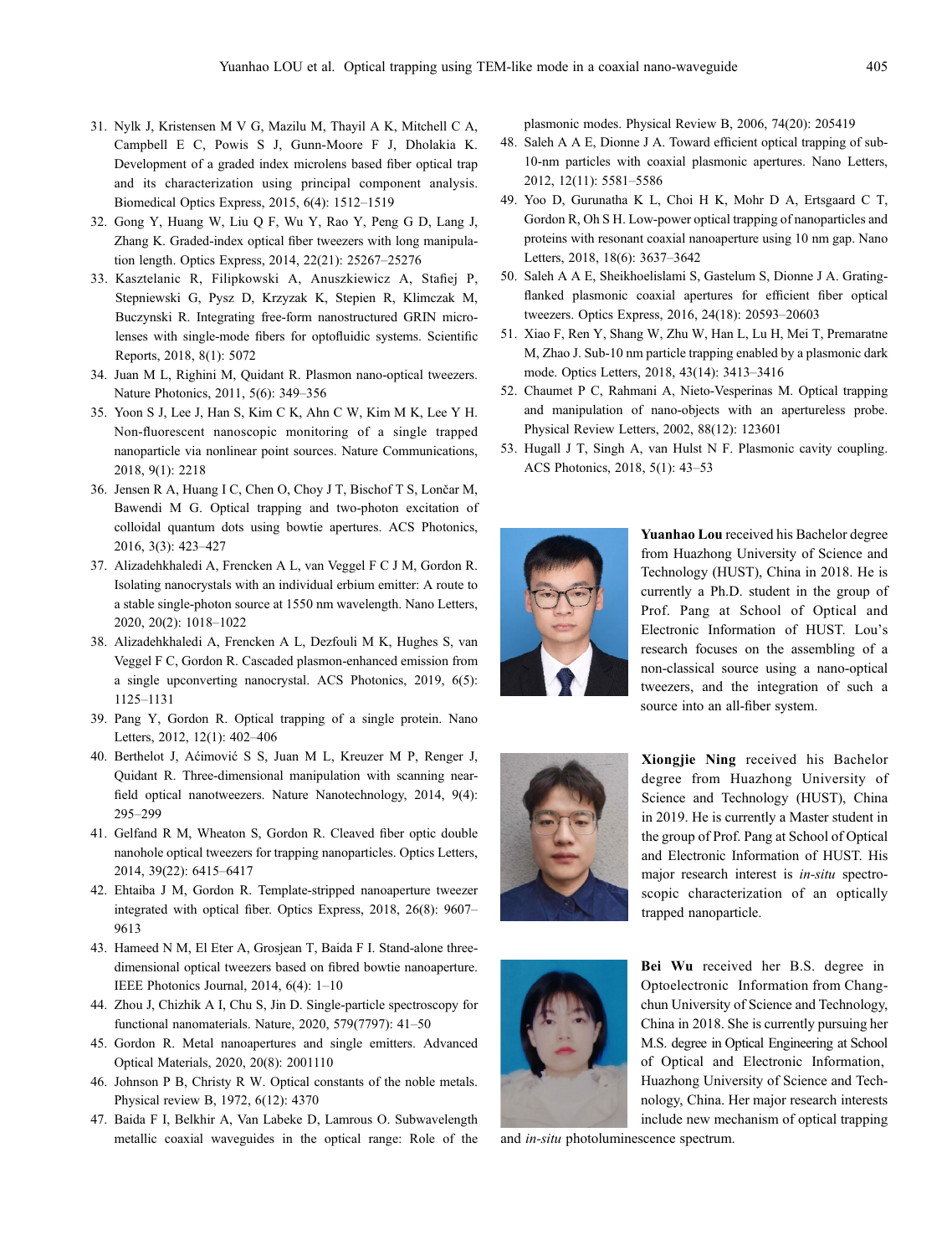31. Nylk J, Kristensen M V G, Mazilu M, Thayil A K, Mitchell C A, Campbell E C, Powis S J, Gunn-Moore F J, Dholakia K. Development of a graded index microlens based fiber optical trap and its characterization using principal component analysis. Biomedical Optics Express, 2015, 6(4): 1512–1519
32. Gong Y, Huang W, Liu Q F, Wu Y, Rao Y, Peng G D, Lang J, Zhang K. Graded-index optical fiber tweezers with long manipulation length. Optics Express, 2014, 22(21): 25267–25276
33. Kasztelanic R, Filipkowski A, Anuszkiewicz A, Stafiej P, Stepniewski G, Pysz D, Krzyzak K, Stepien R, Klimczak M, Buczynski R. Integrating free-form nanostructured GRIN microlenses with single-mode fibers for optofluidic systems. Scientific Reports, 2018, 8(1): 5072
34. Juan M L, Righini M, Quidant R. Plasmon nano-optical tweezers. Nature Photonics, 2011, 5(6): 349–356
35. Yoon S J, Lee J, Han S, Kim C K, Ahn C W, Kim M K, Lee Y H. Non-fluorescent nanoscopic monitoring of a single trapped nanoparticle via nonlinear point sources. Nature Communications, 2018, 9(1): 2218
36. Jensen R A, Huang I C, Chen O, Choy J T, Bischof T S, Lončar M, Bawendi M G. Optical trapping and two-photon excitation of colloidal quantum dots using bowtie apertures. ACS Photonics, 2016, 3(3): 423–427
37. Alizadehkhaledi A, Frencken A L, van Veggel F C J M, Gordon R. Isolating nanocrystals with an individual erbium emitter: A route to a stable single-photon source at 1550 nm wavelength. Nano Letters, 2020, 20(2): 1018–1022
38. Alizadehkhaledi A, Frencken A L, Dezfouli M K, Hughes S, van Veggel F C, Gordon R. Cascaded plasmon-enhanced emission from a single upconverting nanocrystal. ACS Photonics, 2019, 6(5): 1125–1131
39. Pang Y, Gordon R. Optical trapping of a single protein. Nano Letters, 2012, 12(1): 402–406
40. Berthelot J, Aćimović S S, Juan M L, Kreuzer M P, Renger J, Quidant R. Three-dimensional manipulation with scanning near-field optical nanotweezers. Nature Nanotechnology, 2014, 9(4): 295–299
41. Gelfand R M, Wheaton S, Gordon R. Cleaved fiber optic double nanohole optical tweezers for trapping nanoparticles. Optics Letters, 2014, 39(22): 6415–6417
42. Ehtaiba J M, Gordon R. Template-stripped nanoaperture tweezer integrated with optical fiber. Optics Express, 2018, 26(8): 9607–9613
43. Hameed N M, El Eter A, Grosjean T, Baida F I. Stand-alone three-dimensional optical tweezers based on fibred bowtie nanoaperture. IEEE Photonics Journal, 2014, 6(4): 1–10
44. Zhou J, Chizhik A I, Chu S, Jin D. Single-particle spectroscopy for functional nanomaterials. Nature, 2020, 579(7797): 41–50
45. Gordon R. Metal nanoapertures and single emitters. Advanced Optical Materials, 2020, 20(8): 2001110
46. Johnson P B, Christy R W. Optical constants of the noble metals. Physical review B, 1972, 6(12): 4370
47. Baida F I, Belkhir A, Van Labeke D, Lamrous O. Subwavelength metallic coaxial waveguides in the optical range: Role of the plasmonic modes. Physical Review B, 2006, 74(20): 205419
48. Saleh A A E, Dionne J A. Toward efficient optical trapping of sub-10-nm particles with coaxial plasmonic apertures. Nano Letters, 2012, 12(11): 5581–5586
49. Yoo D, Gurunatha K L, Choi H K, Mohr D A, Ertsgaard C T, Gordon R, Oh S H. Low-power optical trapping of nanoparticles and proteins with resonant coaxial nanoaperture using 10 nm gap. Nano Letters, 2018, 18(6): 3637–3642
50. Saleh A A E, Sheikhoelislami S, Gastelum S, Dionne J A. Grating-flanked plasmonic coaxial apertures for efficient fiber optical tweezers. Optics Express, 2016, 24(18): 20593–20603
51. Xiao F, Ren Y, Shang W, Zhu W, Han L, Lu H, Mei T, Premaratne M, Zhao J. Sub-10 nm particle trapping enabled by a plasmonic dark mode. Optics Letters, 2018, 43(14): 3413–3416
52. Chaumet P C, Rahmani A, Nieto-Vesperinas M. Optical trapping and manipulation of nano-objects with an apertureless probe. Physical Review Letters, 2002, 88(12): 123601
53. Hugall J T, Singh A, van Hulst N F. Plasmonic cavity coupling. ACS Photonics, 2018, 5(1): 43–53

**Yuanhao Lou** received his Bachelor degree from Huazhong University of Science and Technology (HUST), China in 2018. He is currently a Ph.D. student in the group of Prof. Pang at School of Optical and Electronic Information of HUST. Lou's research focuses on the assembling of a non-classical source using a nano-optical tweezers, and the integration of such a source into an all-fiber system.

**Xiongjie Ning** received his Bachelor degree from Huazhong University of Science and Technology (HUST), China in 2019. He is currently a Master student in the group of Prof. Pang at School of Optical and Electronic Information of HUST. His major research interest is *in-situ* spectroscopic characterization of an optically trapped nanoparticle.

**Bei Wu** received her B.S. degree in Optoelectronic Information from Changchun University of Science and Technology, China in 2018. She is currently pursuing her M.S. degree in Optical Engineering at School of Optical and Electronic Information, Huazhong University of Science and Technology, China. Her major research interests include new mechanism of optical trapping and *in-situ* photoluminescence spectrum.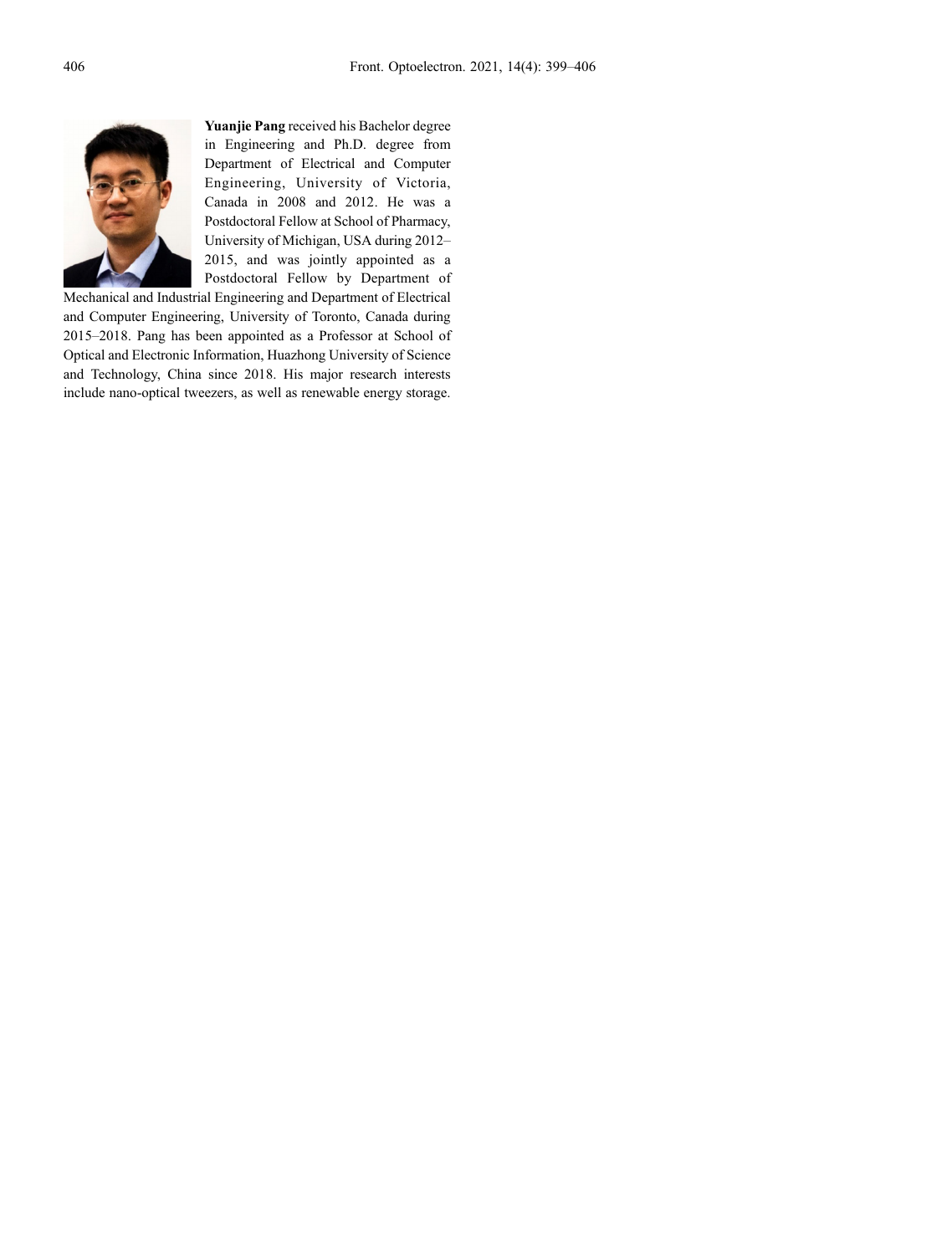**Yuanjie Pang** received his Bachelor degree in Engineering and Ph.D. degree from Department of Electrical and Computer Engineering, University of Victoria, Canada in 2008 and 2012. He was a Postdoctoral Fellow at School of Pharmacy, University of Michigan, USA during 2012–2015, and was jointly appointed as a Postdoctoral Fellow by Department of Mechanical and Industrial Engineering and Department of Electrical and Computer Engineering, University of Toronto, Canada during 2015–2018. Pang has been appointed as a Professor at School of Optical and Electronic Information, Huazhong University of Science and Technology, China since 2018. His major research interests include nano-optical tweezers, as well as renewable energy storage.